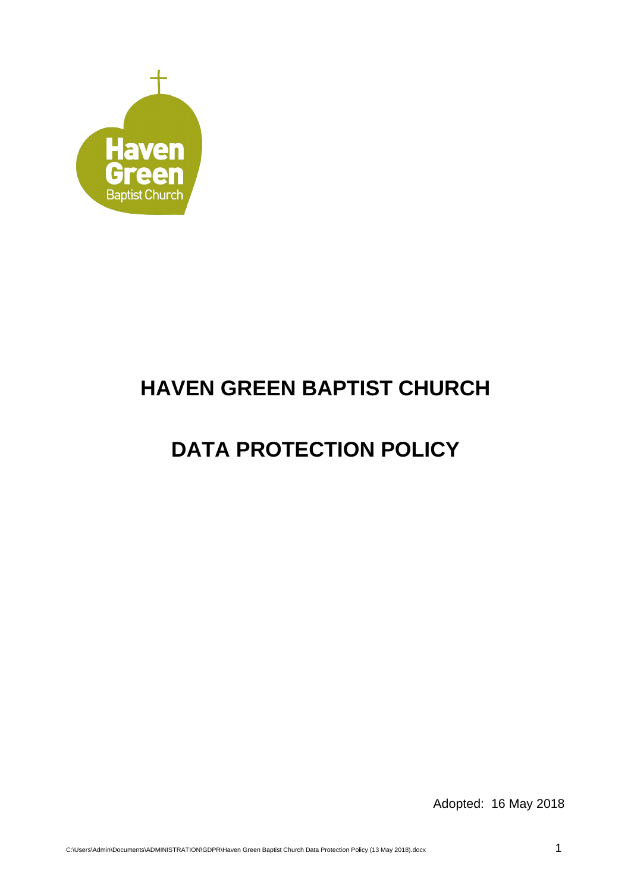# HAVEN GREEN BAPTIST CHURCH

# DATA PROTECTION POLICY

Adopted: 16 May 2018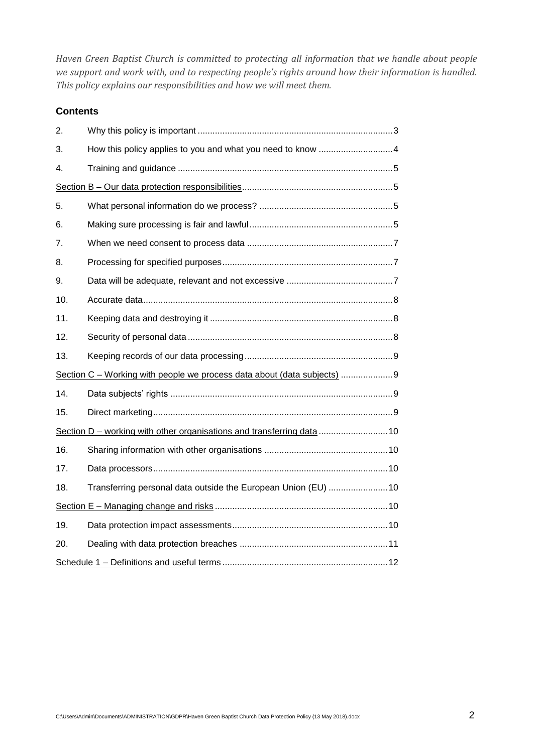*Haven Green Baptist Church is committed to protecting all information that we handle about people we support and work with, and to respecting people's rights around how their information is handled. This policy explains our responsibilities and how we will meet them.*

## Contents

| | | |
|---|---|---|
| 2. | Why this policy is important | 3 |
| 3. | How this policy applies to you and what you need to know | 4 |
| 4. | Training and guidance | 5 |
| | Section B – Our data protection responsibilities | 5 |
| 5. | What personal information do we process? | 5 |
| 6. | Making sure processing is fair and lawful | 5 |
| 7. | When we need consent to process data | 7 |
| 8. | Processing for specified purposes | 7 |
| 9. | Data will be adequate, relevant and not excessive | 7 |
| 10. | Accurate data | 8 |
| 11. | Keeping data and destroying it | 8 |
| 12. | Security of personal data | 8 |
| 13. | Keeping records of our data processing | 9 |
| | Section C – Working with people we process data about (data subjects) | 9 |
| 14. | Data subjects' rights | 9 |
| 15. | Direct marketing | 9 |
| | Section D – working with other organisations and transferring data | 10 |
| 16. | Sharing information with other organisations | 10 |
| 17. | Data processors | 10 |
| 18. | Transferring personal data outside the European Union (EU) | 10 |
| | Section E – Managing change and risks | 10 |
| 19. | Data protection impact assessments | 10 |
| 20. | Dealing with data protection breaches | 11 |
| | Schedule 1 – Definitions and useful terms | 12 |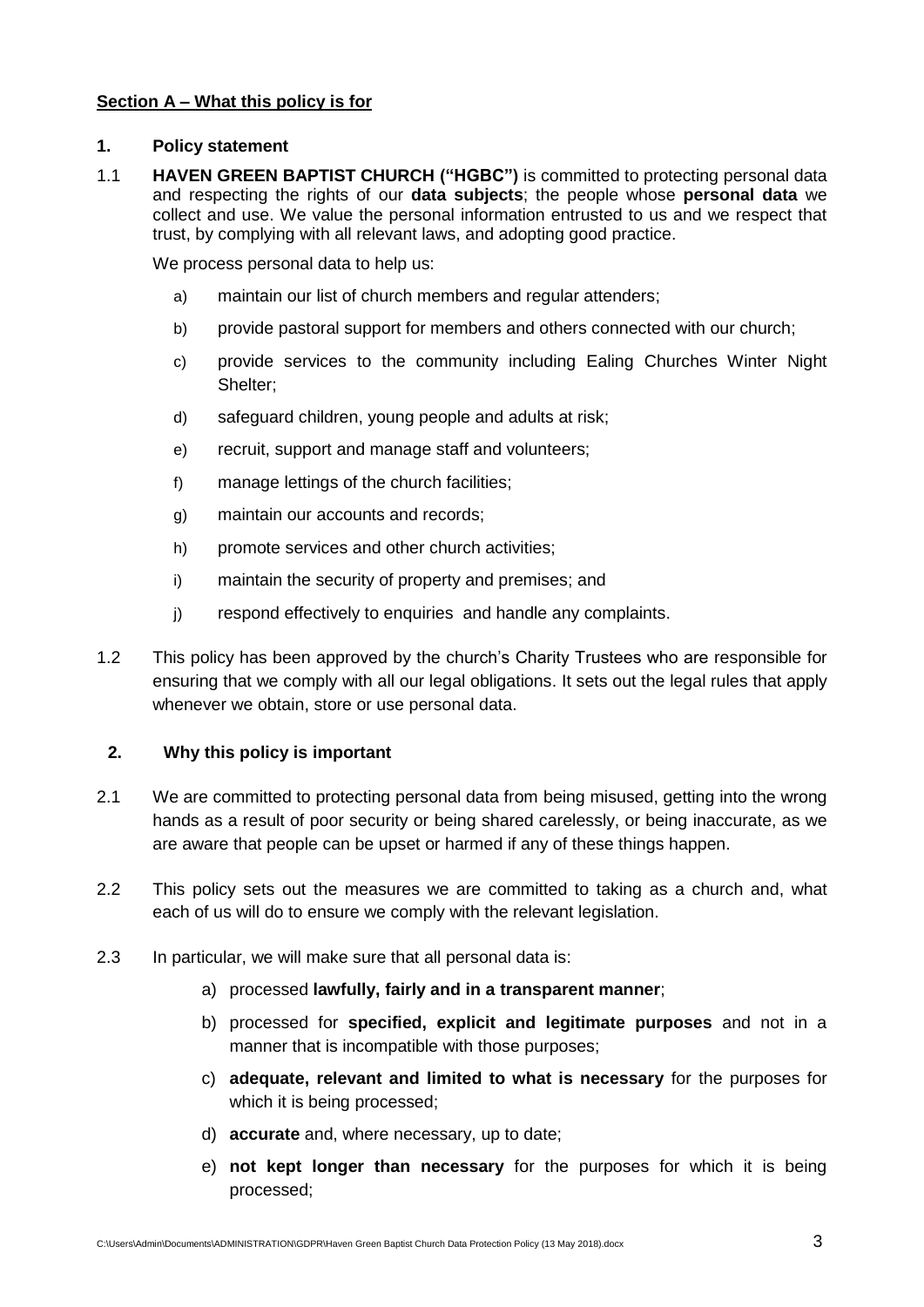## Section A – What this policy is for

### 1. Policy statement

1.1 **HAVEN GREEN BAPTIST CHURCH ("HGBC")** is committed to protecting personal data and respecting the rights of our **data subjects**; the people whose **personal data** we collect and use. We value the personal information entrusted to us and we respect that trust, by complying with all relevant laws, and adopting good practice.

We process personal data to help us:

a) maintain our list of church members and regular attenders;

b) provide pastoral support for members and others connected with our church;

c) provide services to the community including Ealing Churches Winter Night Shelter;

d) safeguard children, young people and adults at risk;

e) recruit, support and manage staff and volunteers;

f) manage lettings of the church facilities;

g) maintain our accounts and records;

h) promote services and other church activities;

i) maintain the security of property and premises; and

j) respond effectively to enquiries and handle any complaints.

1.2 This policy has been approved by the church's Charity Trustees who are responsible for ensuring that we comply with all our legal obligations. It sets out the legal rules that apply whenever we obtain, store or use personal data.

### 2. Why this policy is important

2.1 We are committed to protecting personal data from being misused, getting into the wrong hands as a result of poor security or being shared carelessly, or being inaccurate, as we are aware that people can be upset or harmed if any of these things happen.

2.2 This policy sets out the measures we are committed to taking as a church and, what each of us will do to ensure we comply with the relevant legislation.

2.3 In particular, we will make sure that all personal data is:

a) processed **lawfully, fairly and in a transparent manner**;

b) processed for **specified, explicit and legitimate purposes** and not in a manner that is incompatible with those purposes;

c) **adequate, relevant and limited to what is necessary** for the purposes for which it is being processed;

d) **accurate** and, where necessary, up to date;

e) **not kept longer than necessary** for the purposes for which it is being processed;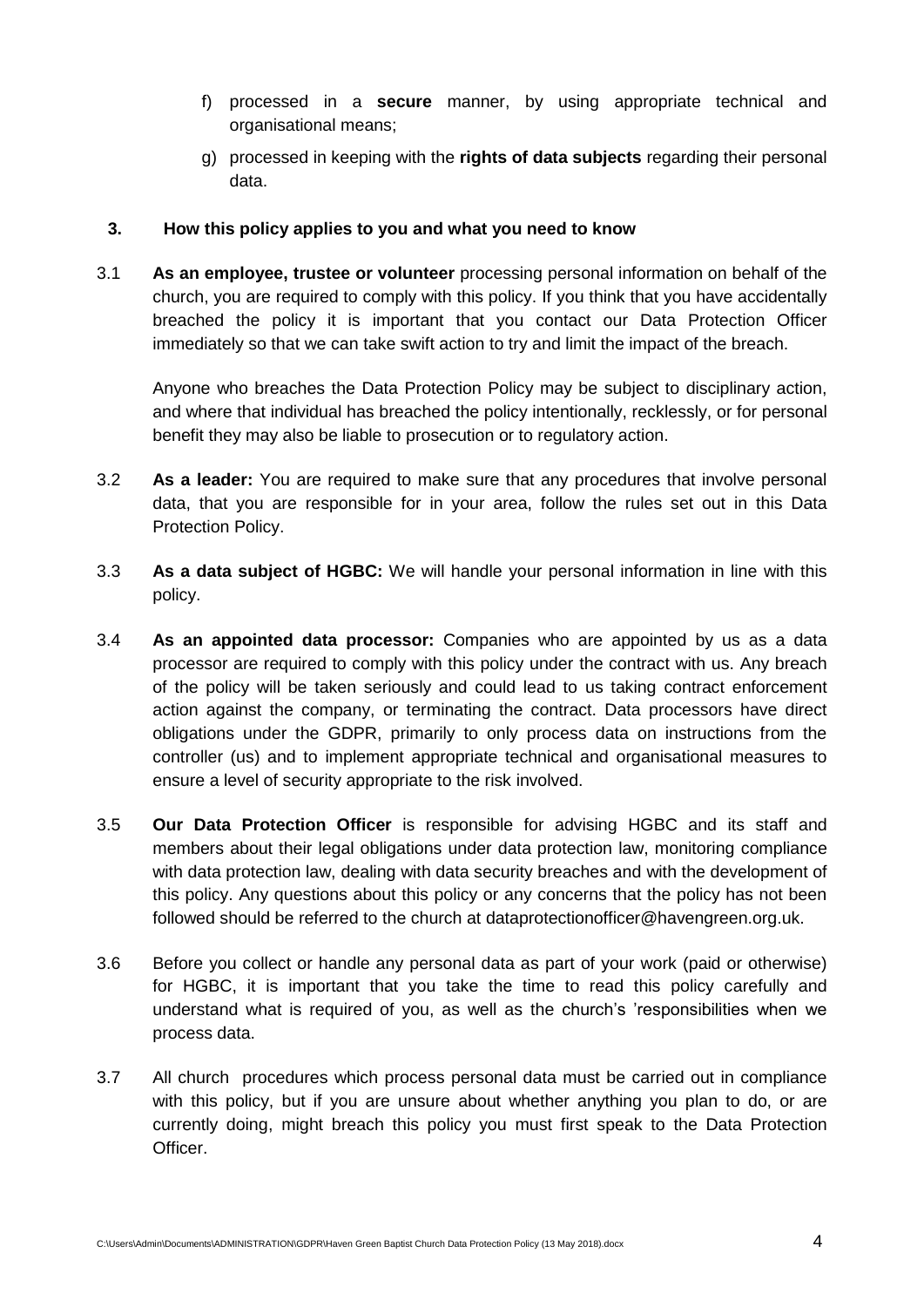f) processed in a **secure** manner, by using appropriate technical and organisational means;

g) processed in keeping with the **rights of data subjects** regarding their personal data.

## 3. How this policy applies to you and what you need to know

3.1 **As an employee, trustee or volunteer** processing personal information on behalf of the church, you are required to comply with this policy. If you think that you have accidentally breached the policy it is important that you contact our Data Protection Officer immediately so that we can take swift action to try and limit the impact of the breach.

Anyone who breaches the Data Protection Policy may be subject to disciplinary action, and where that individual has breached the policy intentionally, recklessly, or for personal benefit they may also be liable to prosecution or to regulatory action.

3.2 **As a leader:** You are required to make sure that any procedures that involve personal data, that you are responsible for in your area, follow the rules set out in this Data Protection Policy.

3.3 **As a data subject of HGBC:** We will handle your personal information in line with this policy.

3.4 **As an appointed data processor:** Companies who are appointed by us as a data processor are required to comply with this policy under the contract with us. Any breach of the policy will be taken seriously and could lead to us taking contract enforcement action against the company, or terminating the contract. Data processors have direct obligations under the GDPR, primarily to only process data on instructions from the controller (us) and to implement appropriate technical and organisational measures to ensure a level of security appropriate to the risk involved.

3.5 **Our Data Protection Officer** is responsible for advising HGBC and its staff and members about their legal obligations under data protection law, monitoring compliance with data protection law, dealing with data security breaches and with the development of this policy. Any questions about this policy or any concerns that the policy has not been followed should be referred to the church at dataprotectionofficer@havengreen.org.uk.

3.6 Before you collect or handle any personal data as part of your work (paid or otherwise) for HGBC, it is important that you take the time to read this policy carefully and understand what is required of you, as well as the church's 'responsibilities when we process data.

3.7 All church procedures which process personal data must be carried out in compliance with this policy, but if you are unsure about whether anything you plan to do, or are currently doing, might breach this policy you must first speak to the Data Protection Officer.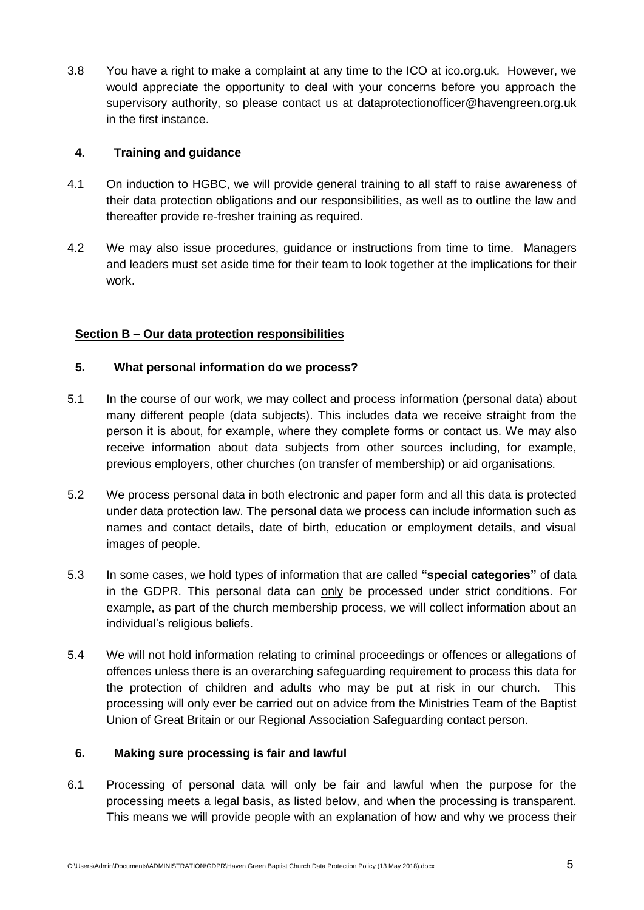3.8 You have a right to make a complaint at any time to the ICO at ico.org.uk. However, we would appreciate the opportunity to deal with your concerns before you approach the supervisory authority, so please contact us at dataprotectionofficer@havengreen.org.uk in the first instance.

### 4. Training and guidance

4.1 On induction to HGBC, we will provide general training to all staff to raise awareness of their data protection obligations and our responsibilities, as well as to outline the law and thereafter provide re-fresher training as required.

4.2 We may also issue procedures, guidance or instructions from time to time. Managers and leaders must set aside time for their team to look together at the implications for their work.

## Section B – Our data protection responsibilities

### 5. What personal information do we process?

5.1 In the course of our work, we may collect and process information (personal data) about many different people (data subjects). This includes data we receive straight from the person it is about, for example, where they complete forms or contact us. We may also receive information about data subjects from other sources including, for example, previous employers, other churches (on transfer of membership) or aid organisations.

5.2 We process personal data in both electronic and paper form and all this data is protected under data protection law. The personal data we process can include information such as names and contact details, date of birth, education or employment details, and visual images of people.

5.3 In some cases, we hold types of information that are called **"special categories"** of data in the GDPR. This personal data can only be processed under strict conditions. For example, as part of the church membership process, we will collect information about an individual's religious beliefs.

5.4 We will not hold information relating to criminal proceedings or offences or allegations of offences unless there is an overarching safeguarding requirement to process this data for the protection of children and adults who may be put at risk in our church. This processing will only ever be carried out on advice from the Ministries Team of the Baptist Union of Great Britain or our Regional Association Safeguarding contact person.

### 6. Making sure processing is fair and lawful

6.1 Processing of personal data will only be fair and lawful when the purpose for the processing meets a legal basis, as listed below, and when the processing is transparent. This means we will provide people with an explanation of how and why we process their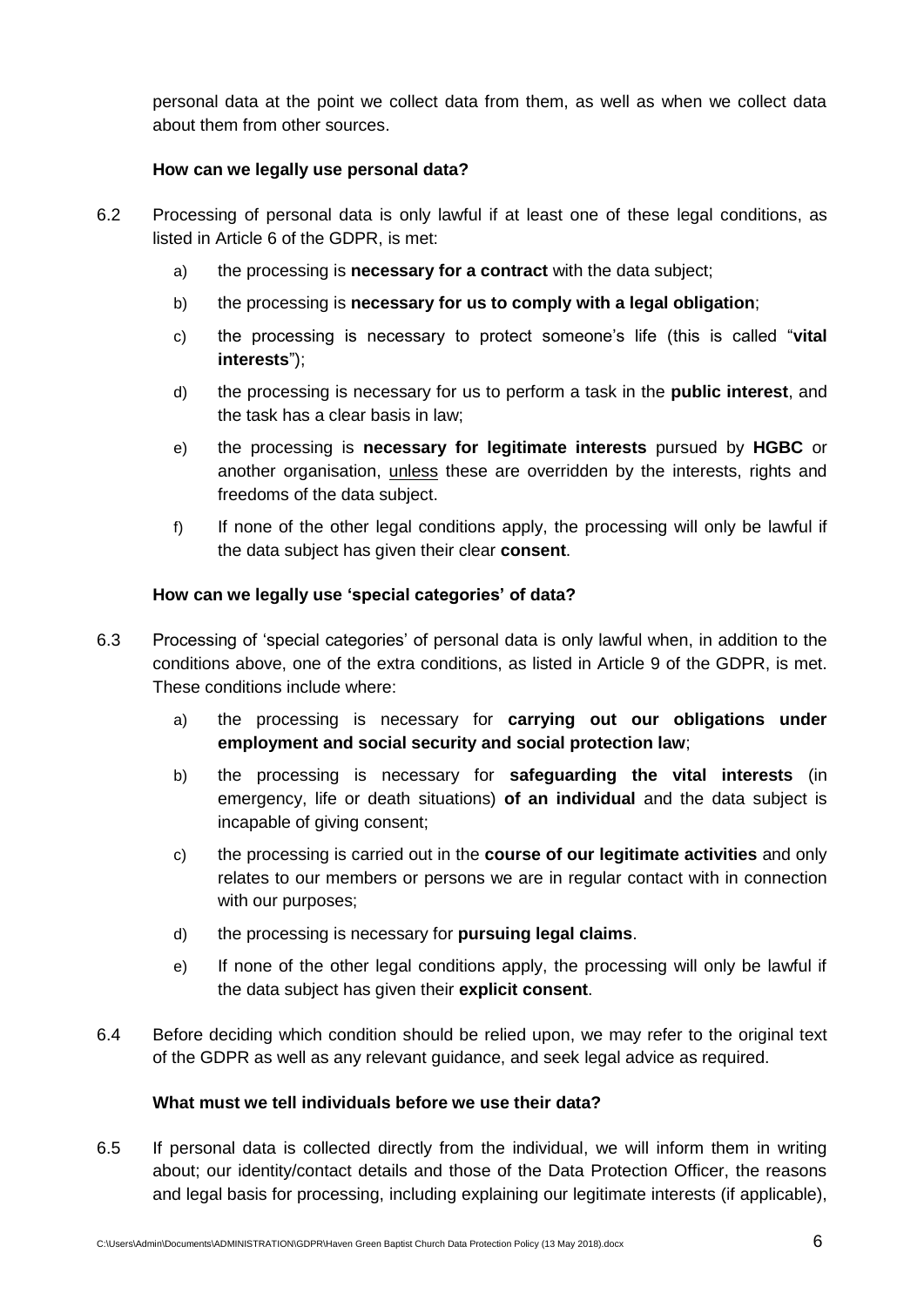personal data at the point we collect data from them, as well as when we collect data about them from other sources.

**How can we legally use personal data?**

6.2 Processing of personal data is only lawful if at least one of these legal conditions, as listed in Article 6 of the GDPR, is met:

a) the processing is **necessary for a contract** with the data subject;

b) the processing is **necessary for us to comply with a legal obligation**;

c) the processing is necessary to protect someone's life (this is called "**vital interests**");

d) the processing is necessary for us to perform a task in the **public interest**, and the task has a clear basis in law;

e) the processing is **necessary for legitimate interests** pursued by **HGBC** or another organisation, <u>unless</u> these are overridden by the interests, rights and freedoms of the data subject.

f) If none of the other legal conditions apply, the processing will only be lawful if the data subject has given their clear **consent**.

**How can we legally use 'special categories' of data?**

6.3 Processing of 'special categories' of personal data is only lawful when, in addition to the conditions above, one of the extra conditions, as listed in Article 9 of the GDPR, is met. These conditions include where:

a) the processing is necessary for **carrying out our obligations under employment and social security and social protection law**;

b) the processing is necessary for **safeguarding the vital interests** (in emergency, life or death situations) **of an individual** and the data subject is incapable of giving consent;

c) the processing is carried out in the **course of our legitimate activities** and only relates to our members or persons we are in regular contact with in connection with our purposes;

d) the processing is necessary for **pursuing legal claims**.

e) If none of the other legal conditions apply, the processing will only be lawful if the data subject has given their **explicit consent**.

6.4 Before deciding which condition should be relied upon, we may refer to the original text of the GDPR as well as any relevant guidance, and seek legal advice as required.

**What must we tell individuals before we use their data?**

6.5 If personal data is collected directly from the individual, we will inform them in writing about; our identity/contact details and those of the Data Protection Officer, the reasons and legal basis for processing, including explaining our legitimate interests (if applicable),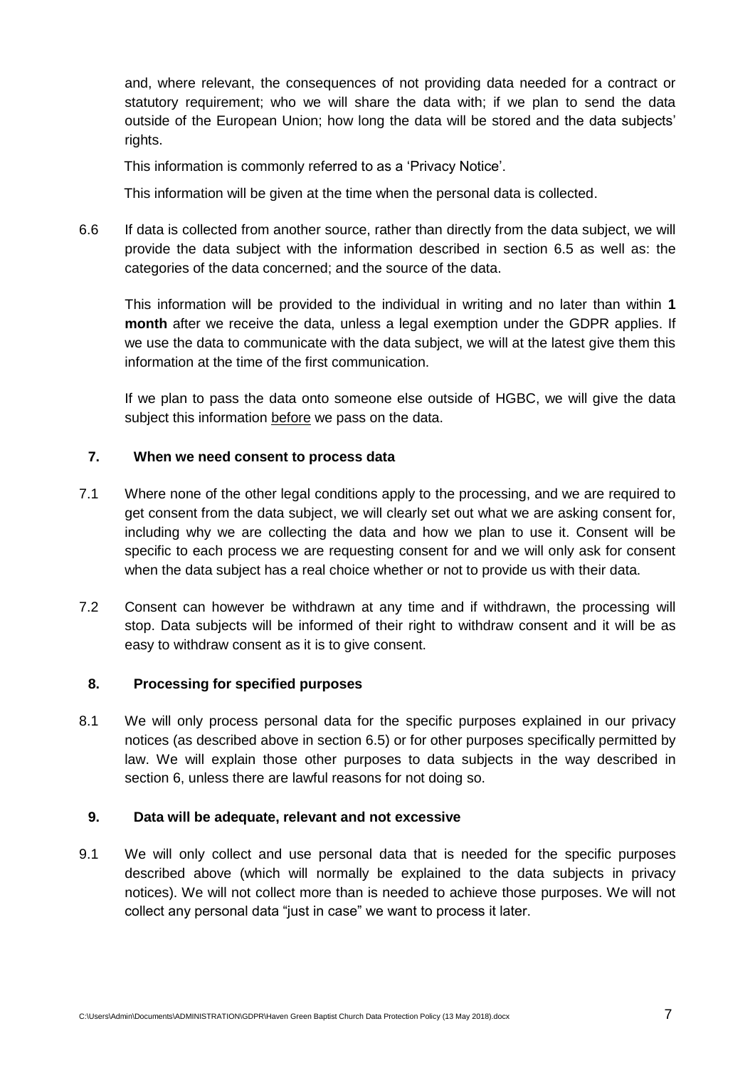and, where relevant, the consequences of not providing data needed for a contract or statutory requirement; who we will share the data with; if we plan to send the data outside of the European Union; how long the data will be stored and the data subjects' rights.

This information is commonly referred to as a 'Privacy Notice'.

This information will be given at the time when the personal data is collected.

6.6 If data is collected from another source, rather than directly from the data subject, we will provide the data subject with the information described in section 6.5 as well as: the categories of the data concerned; and the source of the data.

This information will be provided to the individual in writing and no later than within **1 month** after we receive the data, unless a legal exemption under the GDPR applies. If we use the data to communicate with the data subject, we will at the latest give them this information at the time of the first communication.

If we plan to pass the data onto someone else outside of HGBC, we will give the data subject this information <u>before</u> we pass on the data.

## 7. When we need consent to process data

7.1 Where none of the other legal conditions apply to the processing, and we are required to get consent from the data subject, we will clearly set out what we are asking consent for, including why we are collecting the data and how we plan to use it. Consent will be specific to each process we are requesting consent for and we will only ask for consent when the data subject has a real choice whether or not to provide us with their data.

7.2 Consent can however be withdrawn at any time and if withdrawn, the processing will stop. Data subjects will be informed of their right to withdraw consent and it will be as easy to withdraw consent as it is to give consent.

## 8. Processing for specified purposes

8.1 We will only process personal data for the specific purposes explained in our privacy notices (as described above in section 6.5) or for other purposes specifically permitted by law. We will explain those other purposes to data subjects in the way described in section 6, unless there are lawful reasons for not doing so.

## 9. Data will be adequate, relevant and not excessive

9.1 We will only collect and use personal data that is needed for the specific purposes described above (which will normally be explained to the data subjects in privacy notices). We will not collect more than is needed to achieve those purposes. We will not collect any personal data "just in case" we want to process it later.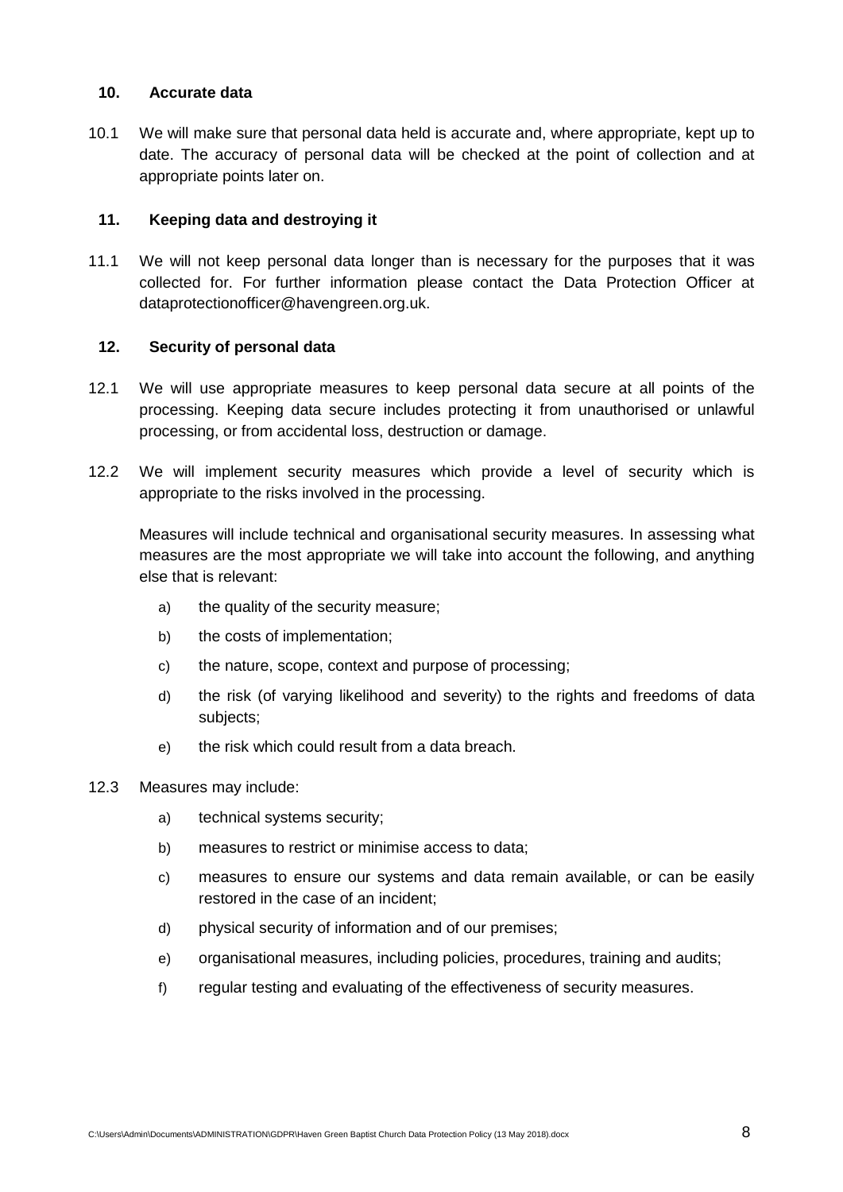## 10. Accurate data

10.1 We will make sure that personal data held is accurate and, where appropriate, kept up to date. The accuracy of personal data will be checked at the point of collection and at appropriate points later on.

## 11. Keeping data and destroying it

11.1 We will not keep personal data longer than is necessary for the purposes that it was collected for. For further information please contact the Data Protection Officer at dataprotectionofficer@havengreen.org.uk.

## 12. Security of personal data

12.1 We will use appropriate measures to keep personal data secure at all points of the processing. Keeping data secure includes protecting it from unauthorised or unlawful processing, or from accidental loss, destruction or damage.

12.2 We will implement security measures which provide a level of security which is appropriate to the risks involved in the processing.

Measures will include technical and organisational security measures. In assessing what measures are the most appropriate we will take into account the following, and anything else that is relevant:

a) the quality of the security measure;

b) the costs of implementation;

c) the nature, scope, context and purpose of processing;

d) the risk (of varying likelihood and severity) to the rights and freedoms of data subjects;

e) the risk which could result from a data breach.

12.3 Measures may include:

a) technical systems security;

b) measures to restrict or minimise access to data;

c) measures to ensure our systems and data remain available, or can be easily restored in the case of an incident;

d) physical security of information and of our premises;

e) organisational measures, including policies, procedures, training and audits;

f) regular testing and evaluating of the effectiveness of security measures.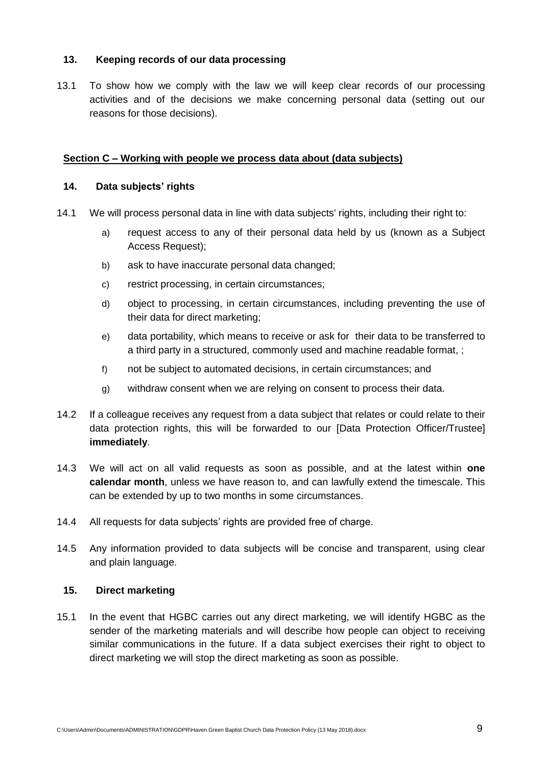### 13. Keeping records of our data processing

13.1 To show how we comply with the law we will keep clear records of our processing activities and of the decisions we make concerning personal data (setting out our reasons for those decisions).

## Section C – Working with people we process data about (data subjects)

### 14. Data subjects' rights

14.1 We will process personal data in line with data subjects' rights, including their right to:

a) request access to any of their personal data held by us (known as a Subject Access Request);

b) ask to have inaccurate personal data changed;

c) restrict processing, in certain circumstances;

d) object to processing, in certain circumstances, including preventing the use of their data for direct marketing;

e) data portability, which means to receive or ask for their data to be transferred to a third party in a structured, commonly used and machine readable format, ;

f) not be subject to automated decisions, in certain circumstances; and

g) withdraw consent when we are relying on consent to process their data.

14.2 If a colleague receives any request from a data subject that relates or could relate to their data protection rights, this will be forwarded to our [Data Protection Officer/Trustee] **immediately**.

14.3 We will act on all valid requests as soon as possible, and at the latest within **one calendar month**, unless we have reason to, and can lawfully extend the timescale. This can be extended by up to two months in some circumstances.

14.4 All requests for data subjects' rights are provided free of charge.

14.5 Any information provided to data subjects will be concise and transparent, using clear and plain language.

### 15. Direct marketing

15.1 In the event that HGBC carries out any direct marketing, we will identify HGBC as the sender of the marketing materials and will describe how people can object to receiving similar communications in the future. If a data subject exercises their right to object to direct marketing we will stop the direct marketing as soon as possible.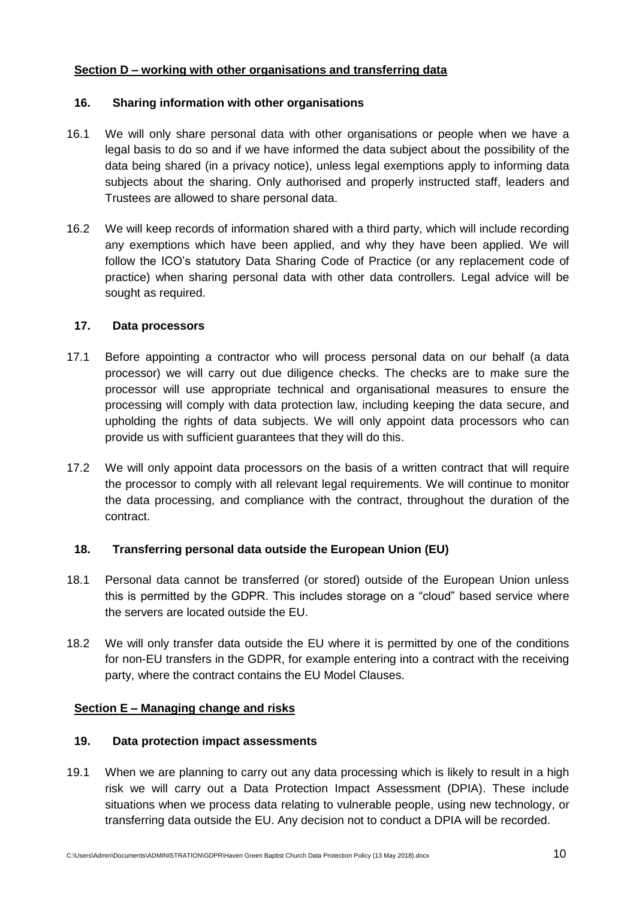## Section D – working with other organisations and transferring data

### 16. Sharing information with other organisations

16.1 We will only share personal data with other organisations or people when we have a legal basis to do so and if we have informed the data subject about the possibility of the data being shared (in a privacy notice), unless legal exemptions apply to informing data subjects about the sharing. Only authorised and properly instructed staff, leaders and Trustees are allowed to share personal data.

16.2 We will keep records of information shared with a third party, which will include recording any exemptions which have been applied, and why they have been applied. We will follow the ICO's statutory Data Sharing Code of Practice (or any replacement code of practice) when sharing personal data with other data controllers. Legal advice will be sought as required.

### 17. Data processors

17.1 Before appointing a contractor who will process personal data on our behalf (a data processor) we will carry out due diligence checks. The checks are to make sure the processor will use appropriate technical and organisational measures to ensure the processing will comply with data protection law, including keeping the data secure, and upholding the rights of data subjects. We will only appoint data processors who can provide us with sufficient guarantees that they will do this.

17.2 We will only appoint data processors on the basis of a written contract that will require the processor to comply with all relevant legal requirements. We will continue to monitor the data processing, and compliance with the contract, throughout the duration of the contract.

### 18. Transferring personal data outside the European Union (EU)

18.1 Personal data cannot be transferred (or stored) outside of the European Union unless this is permitted by the GDPR. This includes storage on a "cloud" based service where the servers are located outside the EU.

18.2 We will only transfer data outside the EU where it is permitted by one of the conditions for non-EU transfers in the GDPR, for example entering into a contract with the receiving party, where the contract contains the EU Model Clauses.

## Section E – Managing change and risks

### 19. Data protection impact assessments

19.1 When we are planning to carry out any data processing which is likely to result in a high risk we will carry out a Data Protection Impact Assessment (DPIA). These include situations when we process data relating to vulnerable people, using new technology, or transferring data outside the EU. Any decision not to conduct a DPIA will be recorded.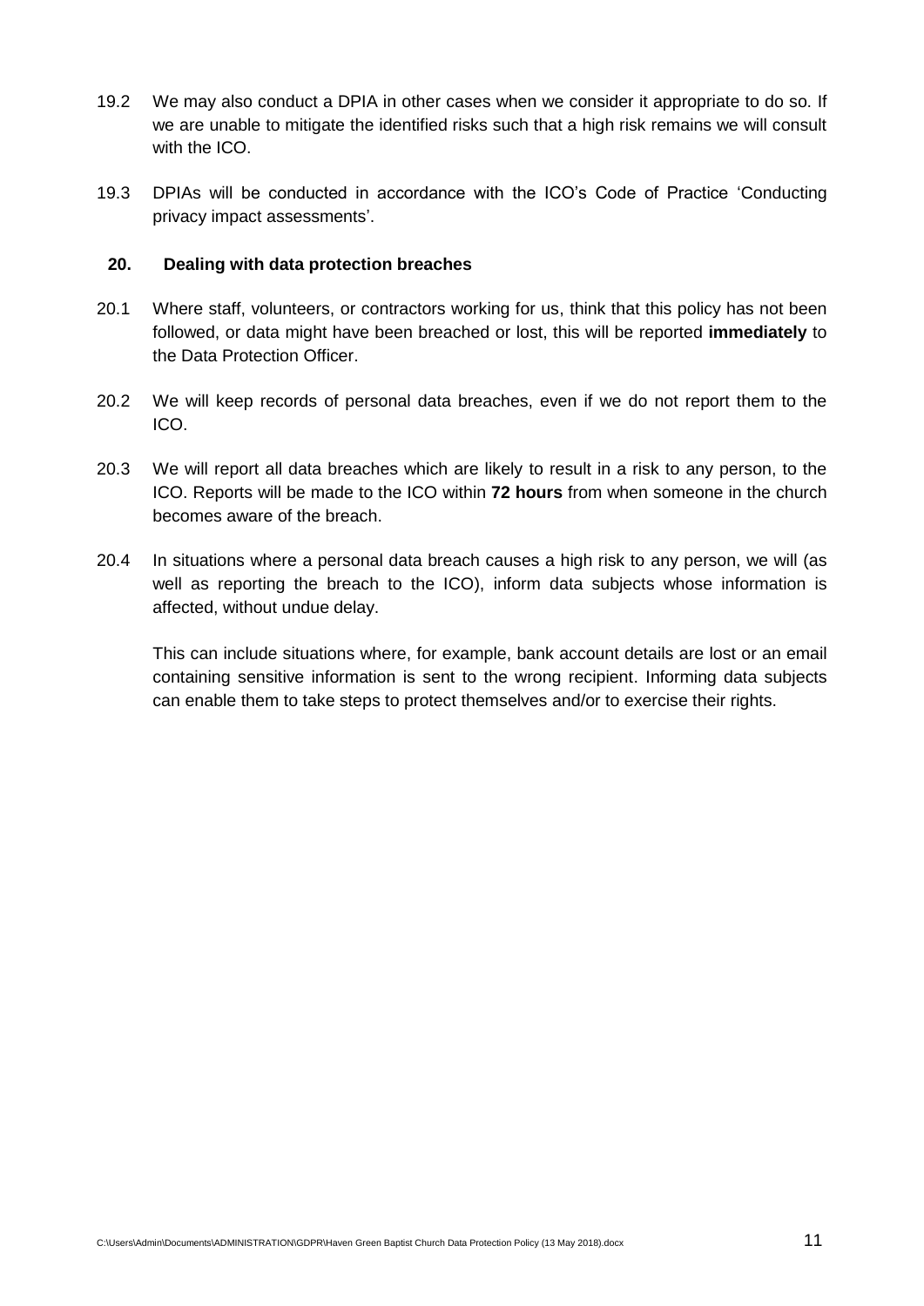19.2 We may also conduct a DPIA in other cases when we consider it appropriate to do so. If we are unable to mitigate the identified risks such that a high risk remains we will consult with the ICO.

19.3 DPIAs will be conducted in accordance with the ICO's Code of Practice 'Conducting privacy impact assessments'.

## 20. Dealing with data protection breaches

20.1 Where staff, volunteers, or contractors working for us, think that this policy has not been followed, or data might have been breached or lost, this will be reported **immediately** to the Data Protection Officer.

20.2 We will keep records of personal data breaches, even if we do not report them to the ICO.

20.3 We will report all data breaches which are likely to result in a risk to any person, to the ICO. Reports will be made to the ICO within **72 hours** from when someone in the church becomes aware of the breach.

20.4 In situations where a personal data breach causes a high risk to any person, we will (as well as reporting the breach to the ICO), inform data subjects whose information is affected, without undue delay.

This can include situations where, for example, bank account details are lost or an email containing sensitive information is sent to the wrong recipient. Informing data subjects can enable them to take steps to protect themselves and/or to exercise their rights.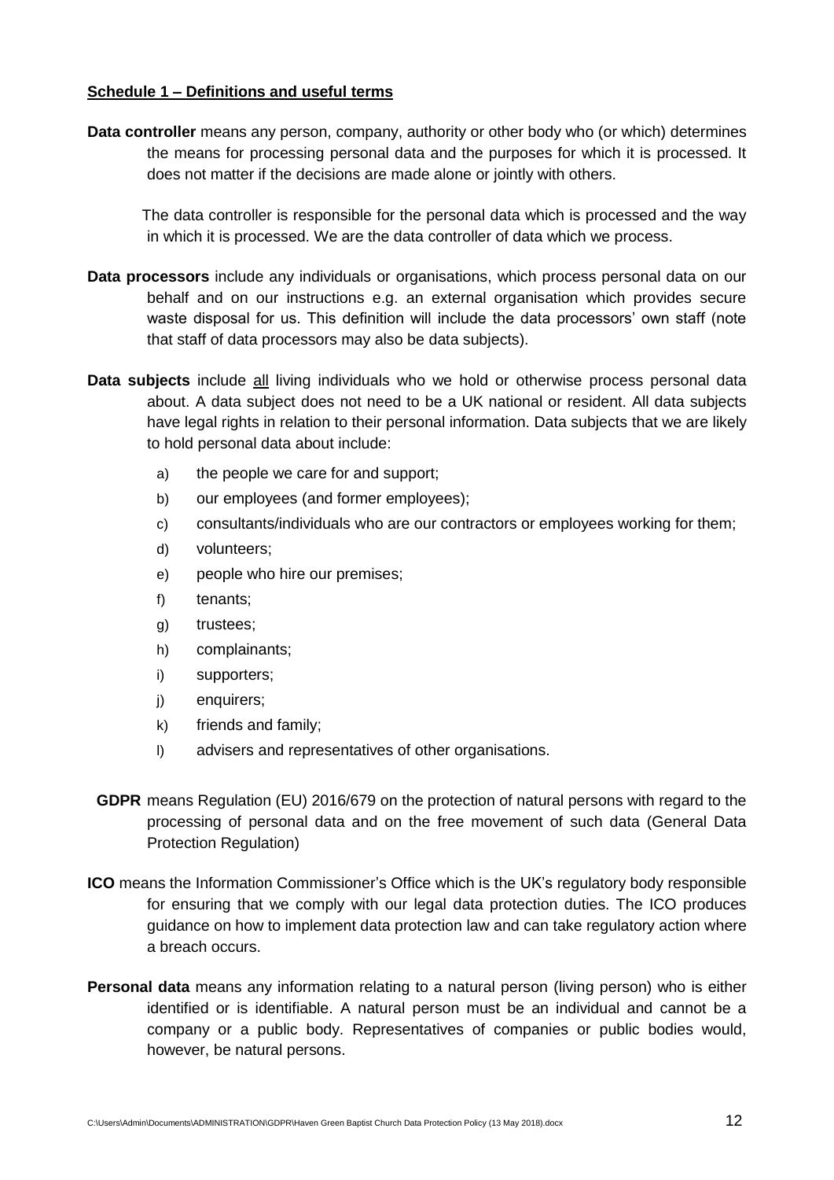**Schedule 1 – Definitions and useful terms**

**Data controller** means any person, company, authority or other body who (or which) determines the means for processing personal data and the purposes for which it is processed. It does not matter if the decisions are made alone or jointly with others.

The data controller is responsible for the personal data which is processed and the way in which it is processed. We are the data controller of data which we process.

**Data processors** include any individuals or organisations, which process personal data on our behalf and on our instructions e.g. an external organisation which provides secure waste disposal for us. This definition will include the data processors' own staff (note that staff of data processors may also be data subjects).

**Data subjects** include all living individuals who we hold or otherwise process personal data about. A data subject does not need to be a UK national or resident. All data subjects have legal rights in relation to their personal information. Data subjects that we are likely to hold personal data about include:

a) the people we care for and support;
b) our employees (and former employees);
c) consultants/individuals who are our contractors or employees working for them;
d) volunteers;
e) people who hire our premises;
f) tenants;
g) trustees;
h) complainants;
i) supporters;
j) enquirers;
k) friends and family;
l) advisers and representatives of other organisations.

**GDPR** means Regulation (EU) 2016/679 on the protection of natural persons with regard to the processing of personal data and on the free movement of such data (General Data Protection Regulation)

**ICO** means the Information Commissioner's Office which is the UK's regulatory body responsible for ensuring that we comply with our legal data protection duties. The ICO produces guidance on how to implement data protection law and can take regulatory action where a breach occurs.

**Personal data** means any information relating to a natural person (living person) who is either identified or is identifiable. A natural person must be an individual and cannot be a company or a public body. Representatives of companies or public bodies would, however, be natural persons.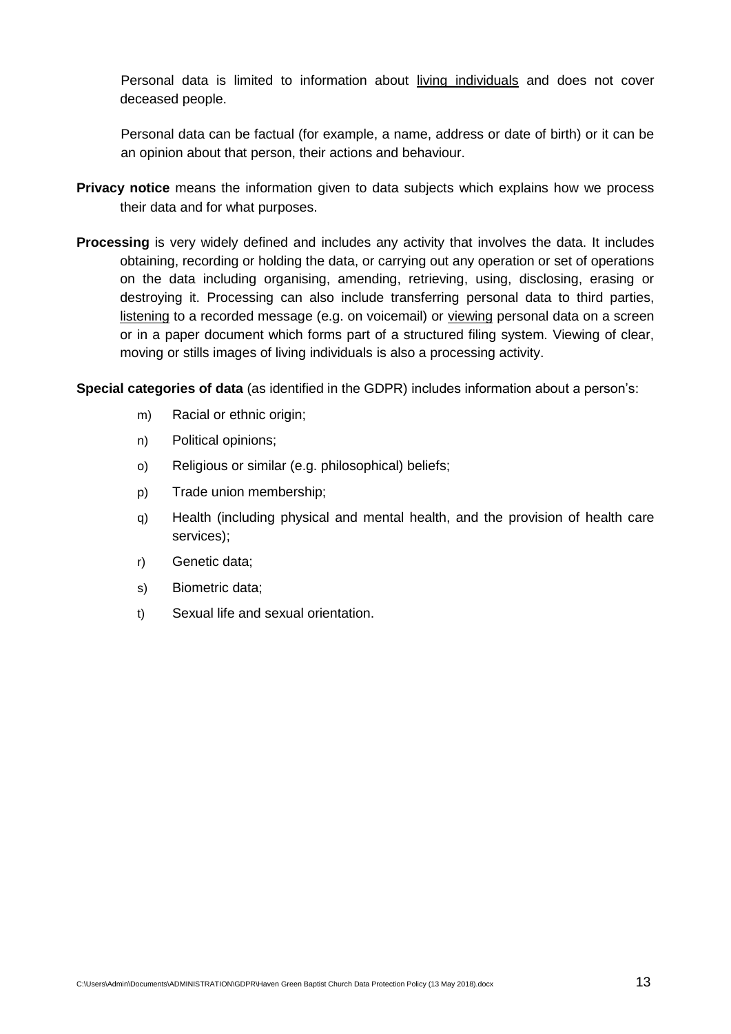Personal data is limited to information about living individuals and does not cover deceased people.

Personal data can be factual (for example, a name, address or date of birth) or it can be an opinion about that person, their actions and behaviour.

**Privacy notice** means the information given to data subjects which explains how we process their data and for what purposes.

**Processing** is very widely defined and includes any activity that involves the data. It includes obtaining, recording or holding the data, or carrying out any operation or set of operations on the data including organising, amending, retrieving, using, disclosing, erasing or destroying it. Processing can also include transferring personal data to third parties, listening to a recorded message (e.g. on voicemail) or viewing personal data on a screen or in a paper document which forms part of a structured filing system. Viewing of clear, moving or stills images of living individuals is also a processing activity.

**Special categories of data** (as identified in the GDPR) includes information about a person's:

m) Racial or ethnic origin;

n) Political opinions;

o) Religious or similar (e.g. philosophical) beliefs;

p) Trade union membership;

q) Health (including physical and mental health, and the provision of health care services);

r) Genetic data;

s) Biometric data;

t) Sexual life and sexual orientation.